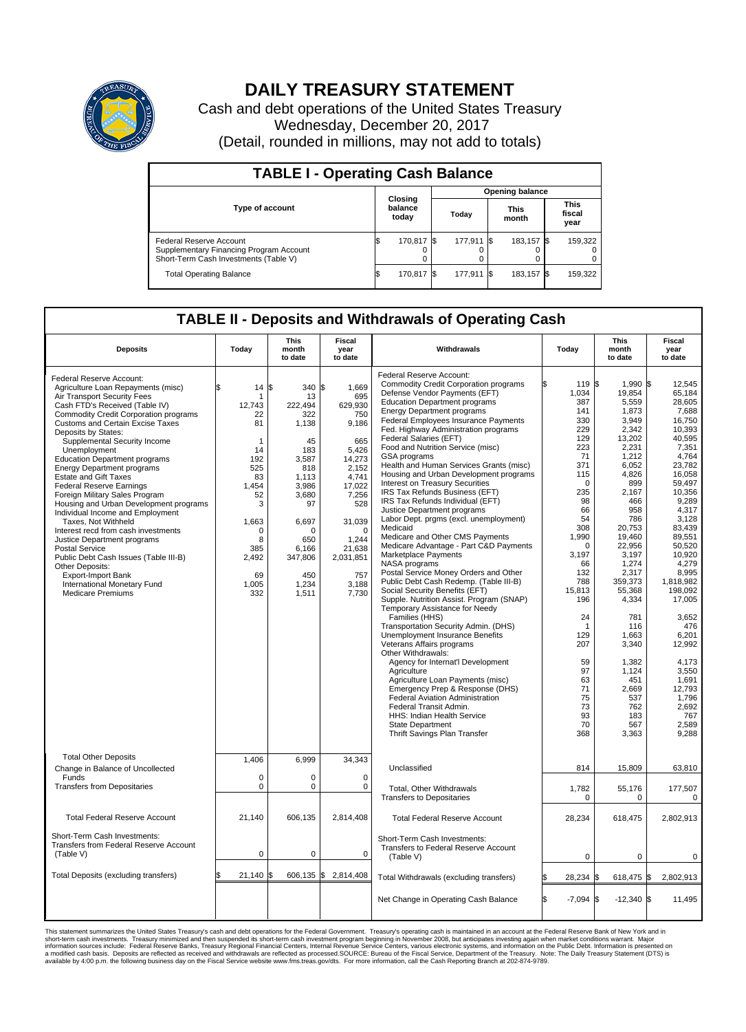# DAILY TREASURY STATEMENT

Cash and debt operations of the United States Treasury
Wednesday, December 20, 2017
(Detail, rounded in millions, may not add to totals)

## TABLE I - Operating Cash Balance

| Type of account | Closing balance today | Opening balance Today | Opening balance This month | Opening balance This fiscal year |
|---|---|---|---|---|
| Federal Reserve Account | $ 170,817 | $ 177,911 | $ 183,157 | $ 159,322 |
| Supplementary Financing Program Account | 0 | 0 | 0 | 0 |
| Short-Term Cash Investments (Table V) | 0 | 0 | 0 | 0 |
| Total Operating Balance | $ 170,817 | $ 177,911 | $ 183,157 | $ 159,322 |

## TABLE II - Deposits and Withdrawals of Operating Cash

| Deposits | Today | This month to date | Fiscal year to date |
|---|---|---|---|
| Federal Reserve Account: | | | |
| Agriculture Loan Repayments (misc) | $ 14 | $ 340 | $ 1,669 |
| Air Transport Security Fees | 1 | 13 | 695 |
| Cash FTD's Received (Table IV) | 12,743 | 222,494 | 629,930 |
| Commodity Credit Corporation programs | 22 | 322 | 750 |
| Customs and Certain Excise Taxes | 81 | 1,138 | 9,186 |
| Deposits by States: | | | |
| Supplemental Security Income | 1 | 45 | 665 |
| Unemployment | 14 | 183 | 5,426 |
| Education Department programs | 192 | 3,587 | 14,273 |
| Energy Department programs | 525 | 818 | 2,152 |
| Estate and Gift Taxes | 83 | 1,113 | 4,741 |
| Federal Reserve Earnings | 1,454 | 3,986 | 17,022 |
| Foreign Military Sales Program | 52 | 3,680 | 7,256 |
| Housing and Urban Development programs | 3 | 97 | 528 |
| Individual Income and Employment Taxes, Not Withheld | 1,663 | 6,697 | 31,039 |
| Interest recd from cash investments | 0 | 0 | 0 |
| Justice Department programs | 8 | 650 | 1,244 |
| Postal Service | 385 | 6,166 | 21,638 |
| Public Debt Cash Issues (Table III-B) | 2,492 | 347,806 | 2,031,851 |
| Other Deposits: | | | |
| Export-Import Bank | 69 | 450 | 757 |
| International Monetary Fund | 1,005 | 1,234 | 3,188 |
| Medicare Premiums | 332 | 1,511 | 7,730 |
| Total Other Deposits | 1,406 | 6,999 | 34,343 |
| Change in Balance of Uncollected Funds | 0 | 0 | 0 |
| Transfers from Depositaries | 0 | 0 | 0 |
| Total Federal Reserve Account | 21,140 | 606,135 | 2,814,408 |
| Short-Term Cash Investments: Transfers from Federal Reserve Account (Table V) | 0 | 0 | 0 |
| Total Deposits (excluding transfers) | $ 21,140 | $ 606,135 | $ 2,814,408 |

| Withdrawals | Today | This month to date | Fiscal year to date |
|---|---|---|---|
| Federal Reserve Account: | | | |
| Commodity Credit Corporation programs | $ 119 | $ 1,990 | $ 12,545 |
| Defense Vendor Payments (EFT) | 1,034 | 19,854 | 65,184 |
| Education Department programs | 387 | 5,559 | 28,605 |
| Energy Department programs | 141 | 1,873 | 7,688 |
| Federal Employees Insurance Payments | 330 | 3,949 | 16,750 |
| Fed. Highway Administration programs | 229 | 2,342 | 10,393 |
| Federal Salaries (EFT) | 129 | 13,202 | 40,595 |
| Food and Nutrition Service (misc) | 223 | 2,231 | 7,351 |
| GSA programs | 71 | 1,212 | 4,764 |
| Health and Human Services Grants (misc) | 371 | 6,052 | 23,782 |
| Housing and Urban Development programs | 115 | 4,826 | 16,058 |
| Interest on Treasury Securities | 0 | 899 | 59,497 |
| IRS Tax Refunds Business (EFT) | 235 | 2,167 | 10,356 |
| IRS Tax Refunds Individual (EFT) | 98 | 466 | 9,289 |
| Justice Department programs | 66 | 958 | 4,317 |
| Labor Dept. prgms (excl. unemployment) | 54 | 786 | 3,128 |
| Medicaid | 308 | 20,753 | 83,439 |
| Medicare and Other CMS Payments | 1,990 | 19,460 | 89,551 |
| Medicare Advantage - Part C&D Payments | 0 | 22,956 | 50,520 |
| Marketplace Payments | 3,197 | 3,197 | 10,920 |
| NASA programs | 66 | 1,274 | 4,279 |
| Postal Service Money Orders and Other | 132 | 2,317 | 8,995 |
| Public Debt Cash Redemp. (Table III-B) | 788 | 359,373 | 1,818,982 |
| Social Security Benefits (EFT) | 15,813 | 55,368 | 198,092 |
| Supple. Nutrition Assist. Program (SNAP) | 196 | 4,334 | 17,005 |
| Temporary Assistance for Needy Families (HHS) | 24 | 781 | 3,652 |
| Transportation Security Admin. (DHS) | 1 | 116 | 476 |
| Unemployment Insurance Benefits | 129 | 1,663 | 6,201 |
| Veterans Affairs programs | 207 | 3,340 | 12,992 |
| Other Withdrawals: | | | |
| Agency for Internat'l Development | 59 | 1,382 | 4,173 |
| Agriculture | 97 | 1,124 | 3,550 |
| Agriculture Loan Payments (misc) | 63 | 451 | 1,691 |
| Emergency Prep & Response (DHS) | 71 | 2,669 | 12,793 |
| Federal Aviation Administration | 75 | 537 | 1,796 |
| Federal Transit Admin. | 73 | 762 | 2,692 |
| HHS: Indian Health Service | 93 | 183 | 767 |
| State Department | 70 | 567 | 2,589 |
| Thrift Savings Plan Transfer | 368 | 3,363 | 9,288 |
| Unclassified | 814 | 15,809 | 63,810 |
| Total, Other Withdrawals | 1,782 | 55,176 | 177,507 |
| Transfers to Depositaries | 0 | 0 | 0 |
| Total Federal Reserve Account | 28,234 | 618,475 | 2,802,913 |
| Short-Term Cash Investments: Transfers to Federal Reserve Account (Table V) | 0 | 0 | 0 |
| Total Withdrawals (excluding transfers) | $ 28,234 | $ 618,475 | $ 2,802,913 |
| Net Change in Operating Cash Balance | $ -7,094 | $ -12,340 | $ 11,495 |

This statement summarizes the United States Treasury's cash and debt operations for the Federal Government. Treasury's operating cash is maintained in an account at the Federal Reserve Bank of New York and in short-term cash investments. Treasury minimized and then suspended its short-term cash investment program beginning in November 2008, but anticipates investing again when market conditions warrant. Major information sources include: Federal Reserve Banks, Treasury Regional Financial Centers, Internal Revenue Service Centers, various electronic systems, and information on the Public Debt. Information is presented on a modified cash basis. Deposits are reflected as received and withdrawals are reflected as processed.SOURCE: Bureau of the Fiscal Service, Department of the Treasury. Note: The Daily Treasury Statement (DTS) is available by 4:00 p.m. the following business day on the Fiscal Service website www.fms.treas.gov/dts. For more information, call the Cash Reporting Branch at 202-874-9789.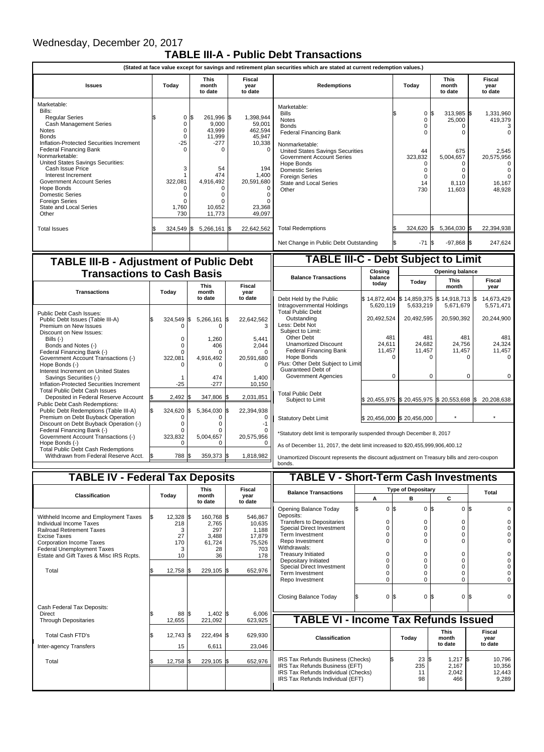Wednesday, December 20, 2017

# TABLE III-A - Public Debt Transactions

(Stated at face value except for savings and retirement plan securities which are stated at current redemption values.)

| Issues | Today | This month to date | Fiscal year to date |
|---|---|---|---|
| Marketable: | | | |
| Bills: | | | |
| Regular Series | $ 0 | $ 261,996 | $ 1,398,944 |
| Cash Management Series | 0 | 9,000 | 59,001 |
| Notes | 0 | 43,999 | 462,594 |
| Bonds | 0 | 11,999 | 45,947 |
| Inflation-Protected Securities Increment | -25 | -277 | 10,338 |
| Federal Financing Bank | 0 | 0 | 0 |
| Nonmarketable: | | | |
| United States Savings Securities: | | | |
| Cash Issue Price | 3 | 54 | 194 |
| Interest Increment | 1 | 474 | 1,400 |
| Government Account Series | 322,081 | 4,916,492 | 20,591,680 |
| Hope Bonds | 0 | 0 | 0 |
| Domestic Series | 0 | 0 | 0 |
| Foreign Series | 0 | 0 | 0 |
| State and Local Series | 1,760 | 10,652 | 23,368 |
| Other | 730 | 11,773 | 49,097 |
| Total Issues | $ 324,549 | $ 5,266,161 | $ 22,642,562 |

| Redemptions | Today | This month to date | Fiscal year to date |
|---|---|---|---|
| Marketable: | | | |
| Bills | $ 0 | $ 313,985 | $ 1,331,960 |
| Notes | 0 | 25,000 | 419,379 |
| Bonds | 0 | 0 | 3 |
| Federal Financing Bank | 0 | 0 | 0 |
| Nonmarketable: | | | |
| United States Savings Securities | 44 | 675 | 2,545 |
| Government Account Series | 323,832 | 5,004,657 | 20,575,956 |
| Hope Bonds | 0 | 0 | 0 |
| Domestic Series | 0 | 0 | 0 |
| Foreign Series | 0 | 0 | 0 |
| State and Local Series | 14 | 8,110 | 16,167 |
| Other | 730 | 11,603 | 48,928 |
| Total Redemptions | $ 324,620 | $ 5,364,030 | $ 22,394,938 |
| Net Change in Public Debt Outstanding | $ -71 | $ -97,868 | $ 247,624 |

# TABLE III-B - Adjustment of Public Debt Transactions to Cash Basis

| Transactions | Today | This month to date | Fiscal year to date |
|---|---|---|---|
| Public Debt Cash Issues: | | | |
| Public Debt Issues (Table III-A) | $ 324,549 | $ 5,266,161 | $ 22,642,562 |
| Premium on New Issues | 0 | 0 | 3 |
| Discount on New Issues: | | | |
| Bills (-) | 0 | 1,260 | 5,441 |
| Bonds and Notes (-) | 0 | 406 | 2,044 |
| Federal Financing Bank (-) | 0 | 0 | 0 |
| Government Account Transactions (-) | 322,081 | 4,916,492 | 20,591,680 |
| Hope Bonds (-) | 0 | 0 | 0 |
| Interest Increment on United States Savings Securities (-) | 1 | 474 | 1,400 |
| Inflation-Protected Securities Increment | -25 | -277 | 10,150 |
| Total Public Debt Cash Issues Deposited in Federal Reserve Account | $ 2,492 | $ 347,806 | $ 2,031,851 |
| Public Debt Cash Redemptions: | | | |
| Public Debt Redemptions (Table III-A) | $ 324,620 | $ 5,364,030 | $ 22,394,938 |
| Premium on Debt Buyback Operation | 0 | 0 | 0 |
| Discount on Debt Buyback Operation (-) | 0 | 0 | -1 |
| Federal Financing Bank (-) | 0 | 0 | 0 |
| Government Account Transactions (-) | 323,832 | 5,004,657 | 20,575,956 |
| Hope Bonds (-) | 0 | 0 | 0 |
| Total Public Debt Cash Redemptions Withdrawn from Federal Reserve Acct. | $ 788 | $ 359,373 | $ 1,818,982 |

# TABLE III-C - Debt Subject to Limit

| Balance Transactions | Closing balance today | Opening balance Today | Opening balance This month | Opening balance Fiscal year |
|---|---|---|---|---|
| Debt Held by the Public | $ 14,872,404 | $ 14,859,375 | $ 14,918,713 | $ 14,673,429 |
| Intragovernmental Holdings | 5,620,119 | 5,633,219 | 5,671,679 | 5,571,471 |
| Total Public Debt Outstanding | 20,492,524 | 20,492,595 | 20,590,392 | 20,244,900 |
| Less: Debt Not Subject to Limit: | | | | |
| Other Debt | 481 | 481 | 481 | 481 |
| Unamortized Discount | 24,611 | 24,682 | 24,756 | 24,324 |
| Federal Financing Bank | 11,457 | 11,457 | 11,457 | 11,457 |
| Hope Bonds | 0 | 0 | 0 | 0 |
| Plus: Other Debt Subject to Limit | | | | |
| Guaranteed Debt of Government Agencies | 0 | 0 | 0 | 0 |
| Total Public Debt Subject to Limit | $ 20,455,975 | $ 20,455,975 | $ 20,553,698 | $ 20,208,638 |
| Statutory Debt Limit | $ 20,456,000 | $ 20,456,000 | * | * |

*Statutory debt limit is temporarily suspended through December 8, 2017

As of December 11, 2017, the debt limit increased to $20,455,999,906,400.12

Unamortized Discount represents the discount adjustment on Treasury bills and zero-coupon bonds.

# TABLE IV - Federal Tax Deposits

| Classification | Today | This month to date | Fiscal year to date |
|---|---|---|---|
| Withheld Income and Employment Taxes | $ 12,328 | $ 160,768 | $ 546,867 |
| Individual Income Taxes | 218 | 2,765 | 10,635 |
| Railroad Retirement Taxes | 3 | 297 | 1,188 |
| Excise Taxes | 27 | 3,488 | 17,879 |
| Corporation Income Taxes | 170 | 61,724 | 75,526 |
| Federal Unemployment Taxes | 3 | 28 | 703 |
| Estate and Gift Taxes & Misc IRS Rcpts. | 10 | 36 | 178 |
| Total | $ 12,758 | $ 229,105 | $ 652,976 |
| Cash Federal Tax Deposits: | | | |
| Direct | $ 88 | $ 1,402 | $ 6,006 |
| Through Depositaries | 12,655 | 221,092 | 623,925 |
| Total Cash FTD's | $ 12,743 | $ 222,494 | $ 629,930 |
| Inter-agency Transfers | 15 | 6,611 | 23,046 |
| Total | $ 12,758 | $ 229,105 | $ 652,976 |

# TABLE V - Short-Term Cash Investments

| Balance Transactions | Type of Depositary A | Type of Depositary B | Type of Depositary C | Total |
|---|---|---|---|---|
| Opening Balance Today | $ 0 | $ 0 | $ 0 | $ 0 |
| Deposits: | | | | |
| Transfers to Depositaries | 0 | 0 | 0 | 0 |
| Special Direct Investment | 0 | 0 | 0 | 0 |
| Term Investment | 0 | 0 | 0 | 0 |
| Repo Investment | 0 | 0 | 0 | 0 |
| Withdrawals: | | | | |
| Treasury Initiated | 0 | 0 | 0 | 0 |
| Depositary Initiated | 0 | 0 | 0 | 0 |
| Special Direct Investment | 0 | 0 | 0 | 0 |
| Term Investment | 0 | 0 | 0 | 0 |
| Repo Investment | 0 | 0 | 0 | 0 |
| Closing Balance Today | $ 0 | $ 0 | $ 0 | $ 0 |

# TABLE VI - Income Tax Refunds Issued

| Classification | Today | This month to date | Fiscal year to date |
|---|---|---|---|
| IRS Tax Refunds Business (Checks) | $ 23 | $ 1,217 | $ 10,796 |
| IRS Tax Refunds Business (EFT) | 235 | 2,167 | 10,356 |
| IRS Tax Refunds Individual (Checks) | 11 | 2,042 | 12,443 |
| IRS Tax Refunds Individual (EFT) | 98 | 466 | 9,289 |